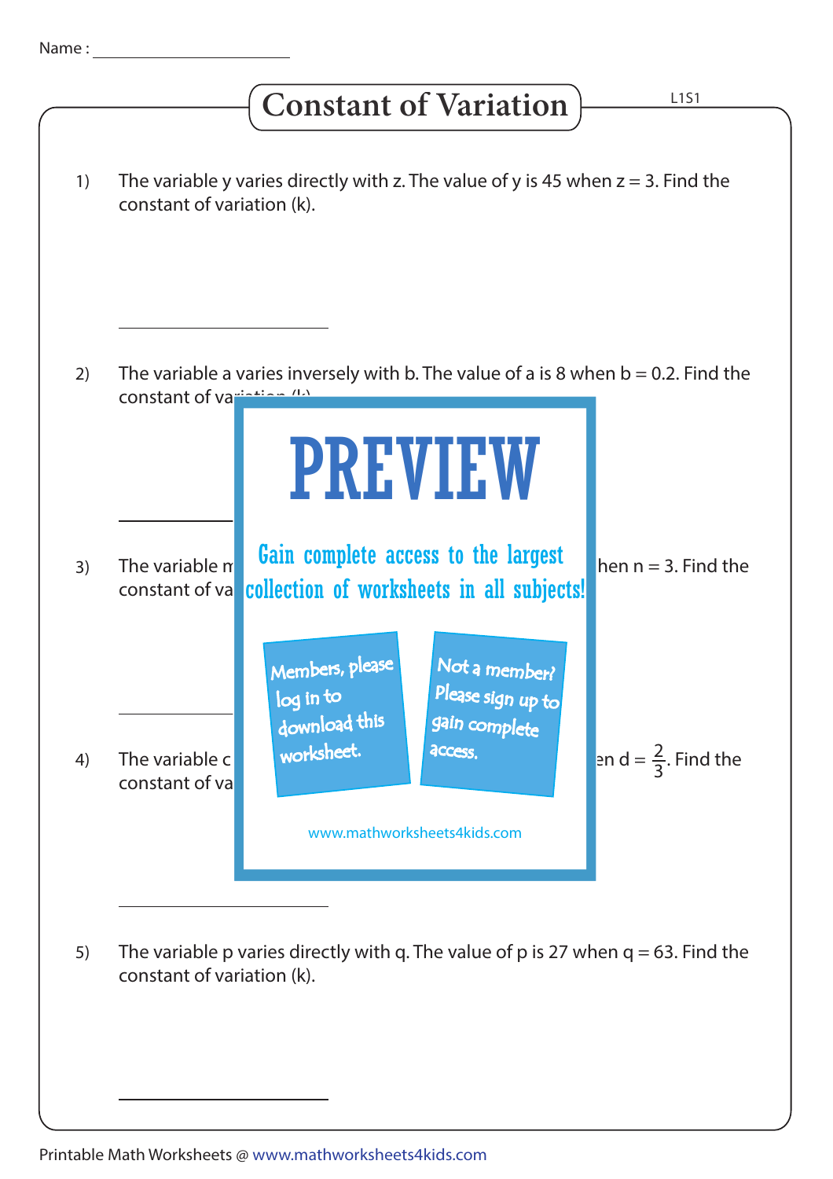Name : ____________________

# Constant of Variation

L1S1

1) The variable y varies directly with z. The value of y is 45 when $z = 3$. Find the constant of variation (k).

____________________

2) The variable a varies inversely with b. The value of a is 8 when $b = 0.2$. Find the constant of va

____________________

3) The variable m hen $n = 3$. Find the constant of va

____________________

4) The variable c en $d = \frac{2}{3}$. Find the constant of va

____________________

5) The variable p varies directly with q. The value of p is 27 when $q = 63$. Find the constant of variation (k).

____________________

PREVIEW

Gain complete access to the largest collection of worksheets in all subjects!

Members, please log in to download this worksheet.

Not a member? Please sign up to gain complete access.

www.mathworksheets4kids.com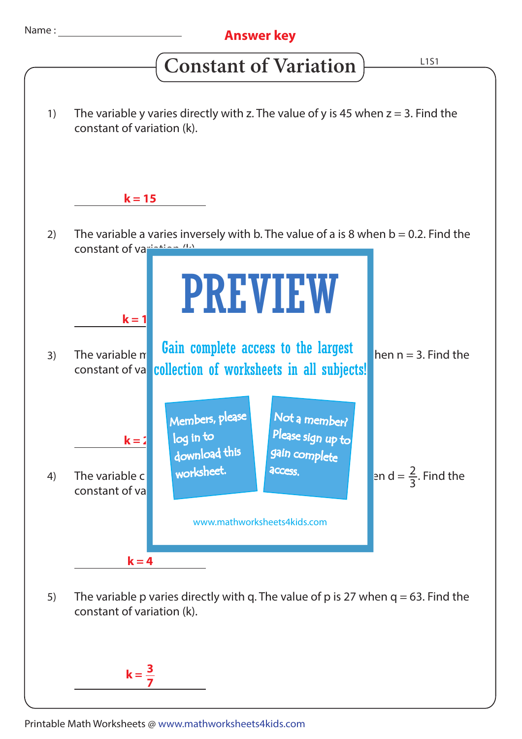Name : ____________________

**Answer key**

# Constant of Variation

L1S1

1) The variable y varies directly with z. The value of y is 45 when z = 3. Find the constant of variation (k).

**k = 15**

2) The variable a varies inversely with b. The value of a is 8 when b = 0.2. Find the constant of va

**k = 1**

3) The variable m hen n = 3. Find the constant of va

**k = 2**

4) The variable c en $d = \frac{2}{3}$. Find the constant of va

**k = 4**

5) The variable p varies directly with q. The value of p is 27 when q = 63. Find the constant of variation (k).

**$k = \frac{3}{7}$**

PREVIEW

Gain complete access to the largest collection of worksheets in all subjects!

Members, please log in to download this worksheet.

Not a member? Please sign up to gain complete access.

www.mathworksheets4kids.com

Printable Math Worksheets @ www.mathworksheets4kids.com